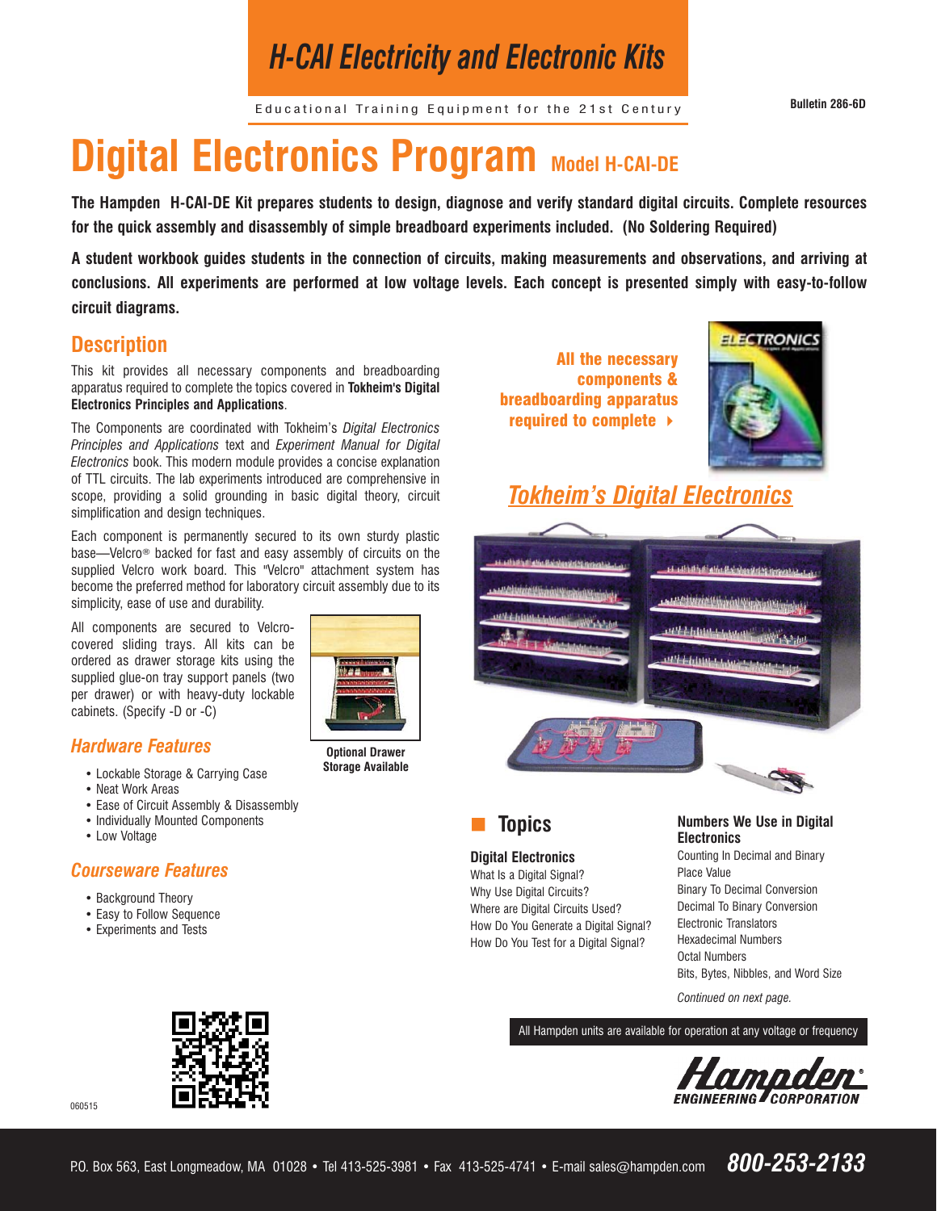# H-CAI Electricity and Electronic Kits

Educational Training Equipment for the 21st Century

Bulletin 286-6D

# Digital Electronics Program Model H-CAI-DE

**The Hampden H-CAI-DE Kit prepares students to design, diagnose and verify standard digital circuits. Complete resources for the quick assembly and disassembly of simple breadboard experiments included. (No Soldering Required)**

**A student workbook guides students in the connection of circuits, making measurements and observations, and arriving at conclusions. All experiments are performed at low voltage levels. Each concept is presented simply with easy-to-follow circuit diagrams.**

## Description

This kit provides all necessary components and breadboarding apparatus required to complete the topics covered in **Tokheim's Digital Electronics Principles and Applications**.

The Components are coordinated with Tokheim's *Digital Electronics Principles and Applications* text and *Experiment Manual for Digital Electronics* book. This modern module provides a concise explanation of TTL circuits. The lab experiments introduced are comprehensive in scope, providing a solid grounding in basic digital theory, circuit simplification and design techniques.

Each component is permanently secured to its own sturdy plastic base—Velcro® backed for fast and easy assembly of circuits on the supplied Velcro work board. This "Velcro" attachment system has become the preferred method for laboratory circuit assembly due to its simplicity, ease of use and durability.

All components are secured to Velcro-covered sliding trays. All kits can be ordered as drawer storage kits using the supplied glue-on tray support panels (two per drawer) or with heavy-duty lockable cabinets. (Specify -D or -C)

**Optional Drawer Storage Available**

### Hardware Features

- Lockable Storage & Carrying Case
- Neat Work Areas
- Ease of Circuit Assembly & Disassembly
- Individually Mounted Components
- Low Voltage

### Courseware Features

- Background Theory
- Easy to Follow Sequence
- Experiments and Tests

**All the necessary components & breadboarding apparatus required to complete**

## Tokheim's Digital Electronics

## Topics

**Digital Electronics**

What Is a Digital Signal?
Why Use Digital Circuits?
Where are Digital Circuits Used?
How Do You Generate a Digital Signal?
How Do You Test for a Digital Signal?

**Numbers We Use in Digital Electronics**

Counting In Decimal and Binary
Place Value
Binary To Decimal Conversion
Decimal To Binary Conversion
Electronic Translators
Hexadecimal Numbers
Octal Numbers
Bits, Bytes, Nibbles, and Word Size

*Continued on next page.*

All Hampden units are available for operation at any voltage or frequency

Hampden Engineering Corporation

060515

P.O. Box 563, East Longmeadow, MA 01028 • Tel 413-525-3981 • Fax 413-525-4741 • E-mail sales@hampden.com **800-253-2133**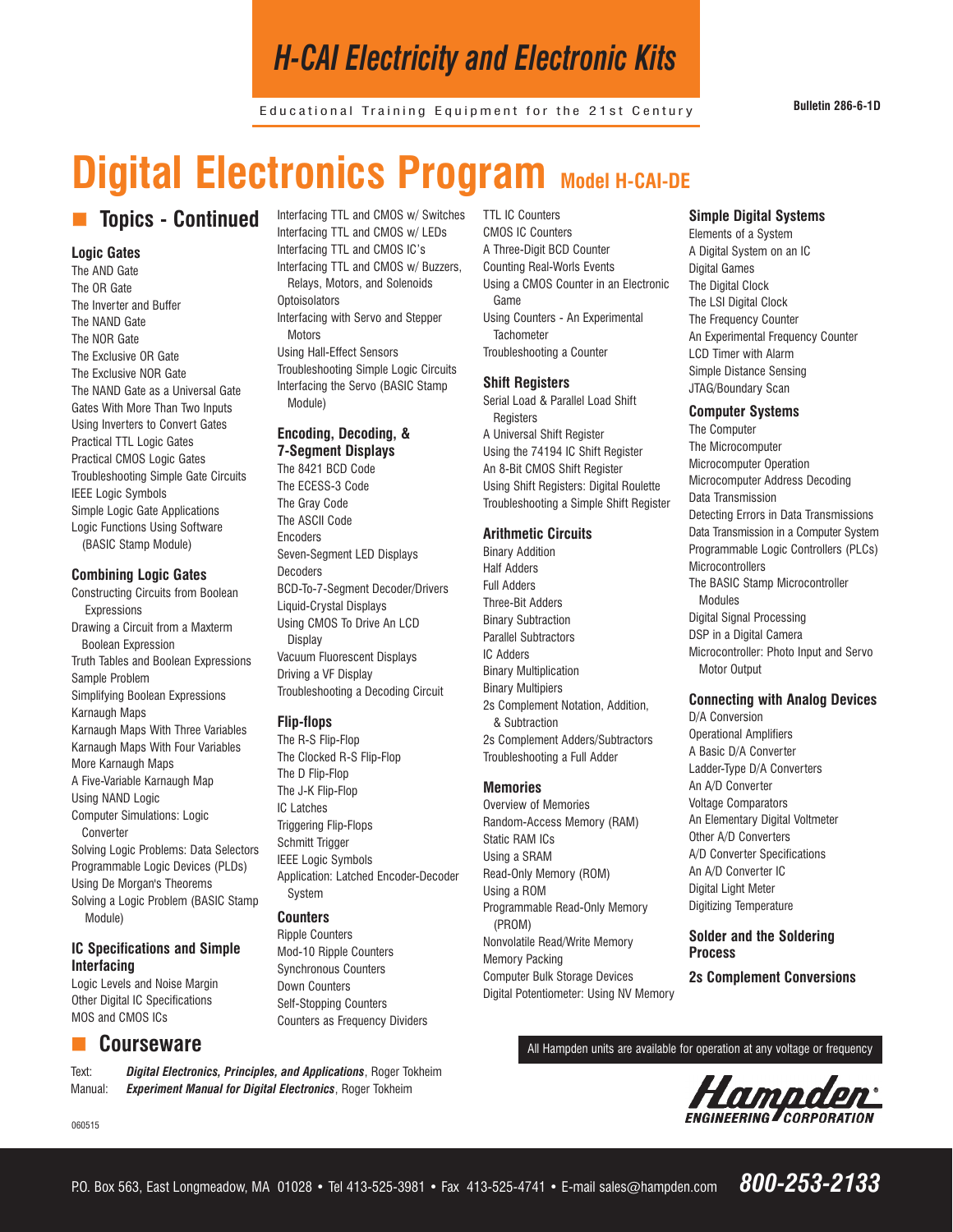# H-CAI Electricity and Electronic Kits

Educational Training Equipment for the 21st Century

Bulletin 286-6-1D

# Digital Electronics Program Model H-CAI-DE

## Topics - Continued

### Logic Gates

The AND Gate
The OR Gate
The Inverter and Buffer
The NAND Gate
The NOR Gate
The Exclusive OR Gate
The Exclusive NOR Gate
The NAND Gate as a Universal Gate
Gates With More Than Two Inputs
Using Inverters to Convert Gates
Practical TTL Logic Gates
Practical CMOS Logic Gates
Troubleshooting Simple Gate Circuits
IEEE Logic Symbols
Simple Logic Gate Applications
Logic Functions Using Software (BASIC Stamp Module)

### Combining Logic Gates

Constructing Circuits from Boolean Expressions
Drawing a Circuit from a Maxterm Boolean Expression
Truth Tables and Boolean Expressions
Sample Problem
Simplifying Boolean Expressions
Karnaugh Maps
Karnaugh Maps With Three Variables
Karnaugh Maps With Four Variables
More Karnaugh Maps
A Five-Variable Karnaugh Map
Using NAND Logic
Computer Simulations: Logic Converter
Solving Logic Problems: Data Selectors
Programmable Logic Devices (PLDs)
Using De Morgan's Theorems
Solving a Logic Problem (BASIC Stamp Module)

### IC Specifications and Simple Interfacing

Logic Levels and Noise Margin
Other Digital IC Specifications
MOS and CMOS ICs
Interfacing TTL and CMOS w/ Switches
Interfacing TTL and CMOS w/ LEDs
Interfacing TTL and CMOS IC's
Interfacing TTL and CMOS w/ Buzzers, Relays, Motors, and Solenoids
Optoisolators
Interfacing with Servo and Stepper Motors
Using Hall-Effect Sensors
Troubleshooting Simple Logic Circuits
Interfacing the Servo (BASIC Stamp Module)

### Encoding, Decoding, & 7-Segment Displays

The 8421 BCD Code
The ECESS-3 Code
The Gray Code
The ASCII Code
Encoders
Seven-Segment LED Displays
Decoders
BCD-To-7-Segment Decoder/Drivers
Liquid-Crystal Displays
Using CMOS To Drive An LCD Display
Vacuum Fluorescent Displays
Driving a VF Display
Troubleshooting a Decoding Circuit

### Flip-flops

The R-S Flip-Flop
The Clocked R-S Flip-Flop
The D Flip-Flop
The J-K Flip-Flop
IC Latches
Triggering Flip-Flops
Schmitt Trigger
IEEE Logic Symbols
Application: Latched Encoder-Decoder System

### Counters

Ripple Counters
Mod-10 Ripple Counters
Synchronous Counters
Down Counters
Self-Stopping Counters
Counters as Frequency Dividers
TTL IC Counters
CMOS IC Counters
A Three-Digit BCD Counter
Counting Real-Worls Events
Using a CMOS Counter in an Electronic Game
Using Counters - An Experimental Tachometer
Troubleshooting a Counter

### Shift Registers

Serial Load & Parallel Load Shift Registers
A Universal Shift Register
Using the 74194 IC Shift Register
An 8-Bit CMOS Shift Register
Using Shift Registers: Digital Roulette
Troubleshooting a Simple Shift Register

### Arithmetic Circuits

Binary Addition
Half Adders
Full Adders
Three-Bit Adders
Binary Subtraction
Parallel Subtractors
IC Adders
Binary Multiplication
Binary Multipiers
2s Complement Notation, Addition, & Subtraction
2s Complement Adders/Subtractors
Troubleshooting a Full Adder

### Memories

Overview of Memories
Random-Access Memory (RAM)
Static RAM ICs
Using a SRAM
Read-Only Memory (ROM)
Using a ROM
Programmable Read-Only Memory (PROM)
Nonvolatile Read/Write Memory
Memory Packing
Computer Bulk Storage Devices
Digital Potentiometer: Using NV Memory

### Simple Digital Systems

Elements of a System
A Digital System on an IC
Digital Games
The Digital Clock
The LSI Digital Clock
The Frequency Counter
An Experimental Frequency Counter
LCD Timer with Alarm
Simple Distance Sensing
JTAG/Boundary Scan

### Computer Systems

The Computer
The Microcomputer
Microcomputer Operation
Microcomputer Address Decoding
Data Transmission
Detecting Errors in Data Transmissions
Data Transmission in a Computer System
Programmable Logic Controllers (PLCs)
Microcontrollers
The BASIC Stamp Microcontroller Modules
Digital Signal Processing
DSP in a Digital Camera
Microcontroller: Photo Input and Servo Motor Output

### Connecting with Analog Devices

D/A Conversion
Operational Amplifiers
A Basic D/A Converter
Ladder-Type D/A Converters
An A/D Converter
Voltage Comparators
An Elementary Digital Voltmeter
Other A/D Converters
A/D Converter Specifications
An A/D Converter IC
Digital Light Meter
Digitizing Temperature

### Solder and the Soldering Process

### 2s Complement Conversions

## Courseware

Text: ***Digital Electronics, Principles, and Applications***, Roger Tokheim
Manual: ***Experiment Manual for Digital Electronics***, Roger Tokheim

All Hampden units are available for operation at any voltage or frequency

Hampden Engineering Corporation

060515

P.O. Box 563, East Longmeadow, MA 01028 • Tel 413-525-3981 • Fax 413-525-4741 • E-mail sales@hampden.com **800-253-2133**